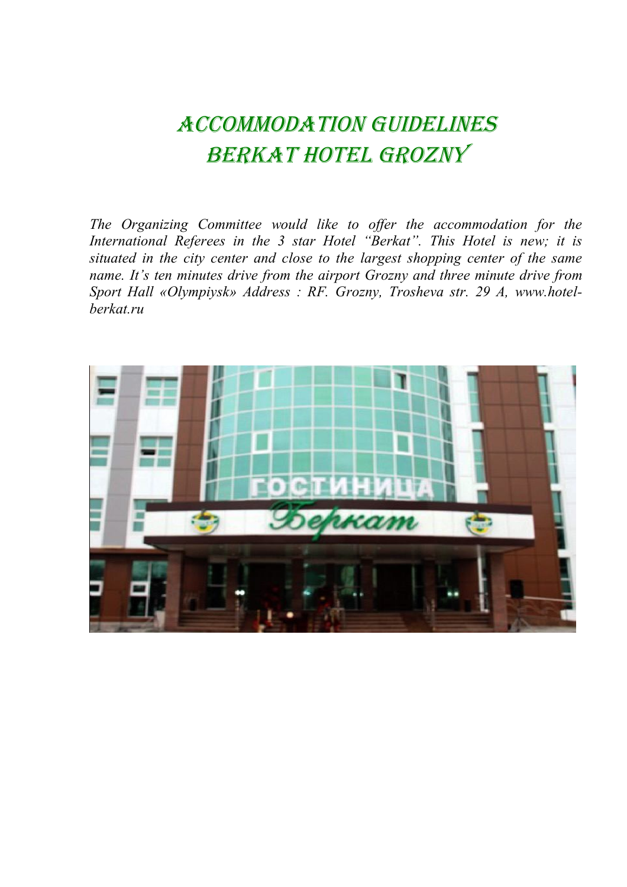# ACCOMMODATION GUIDELINES
# BERKAT HOTEL GROZNY

*The Organizing Committee would like to offer the accommodation for the International Referees in the 3 star Hotel "Berkat". This Hotel is new; it is situated in the city center and close to the largest shopping center of the same name. It's ten minutes drive from the airport Grozny and three minute drive from Sport Hall «Olympiysk» Address : RF. Grozny, Trosheva str. 29 A, www.hotel-berkat.ru*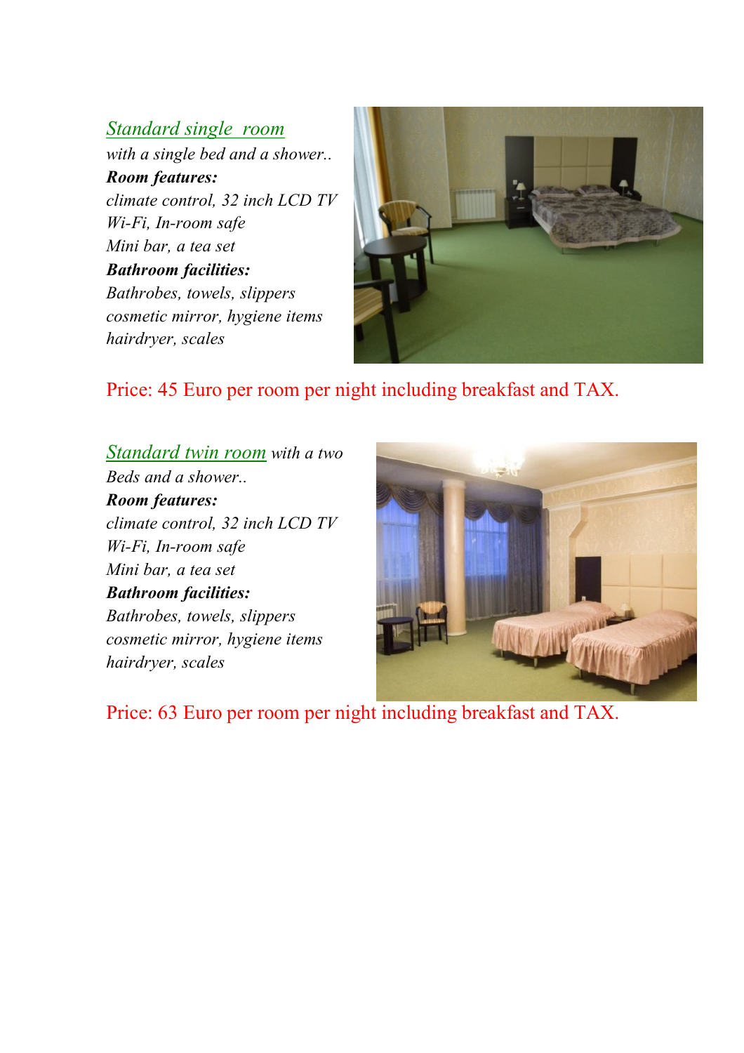*Standard single  room*
*with a single bed and a shower..*
***Room features:***
*climate control, 32 inch LCD TV*
*Wi-Fi, In-room safe*
*Mini bar, a tea set*
***Bathroom facilities:***
*Bathrobes, towels, slippers*
*cosmetic mirror, hygiene items*
*hairdryer, scales*

Price: 45 Euro per room per night including breakfast and TAX.

*Standard twin room with a two Beds and a shower..*
***Room features:***
*climate control, 32 inch LCD TV*
*Wi-Fi, In-room safe*
*Mini bar, a tea set*
***Bathroom facilities:***
*Bathrobes, towels, slippers*
*cosmetic mirror, hygiene items*
*hairdryer, scales*

Price: 63 Euro per room per night including breakfast and TAX.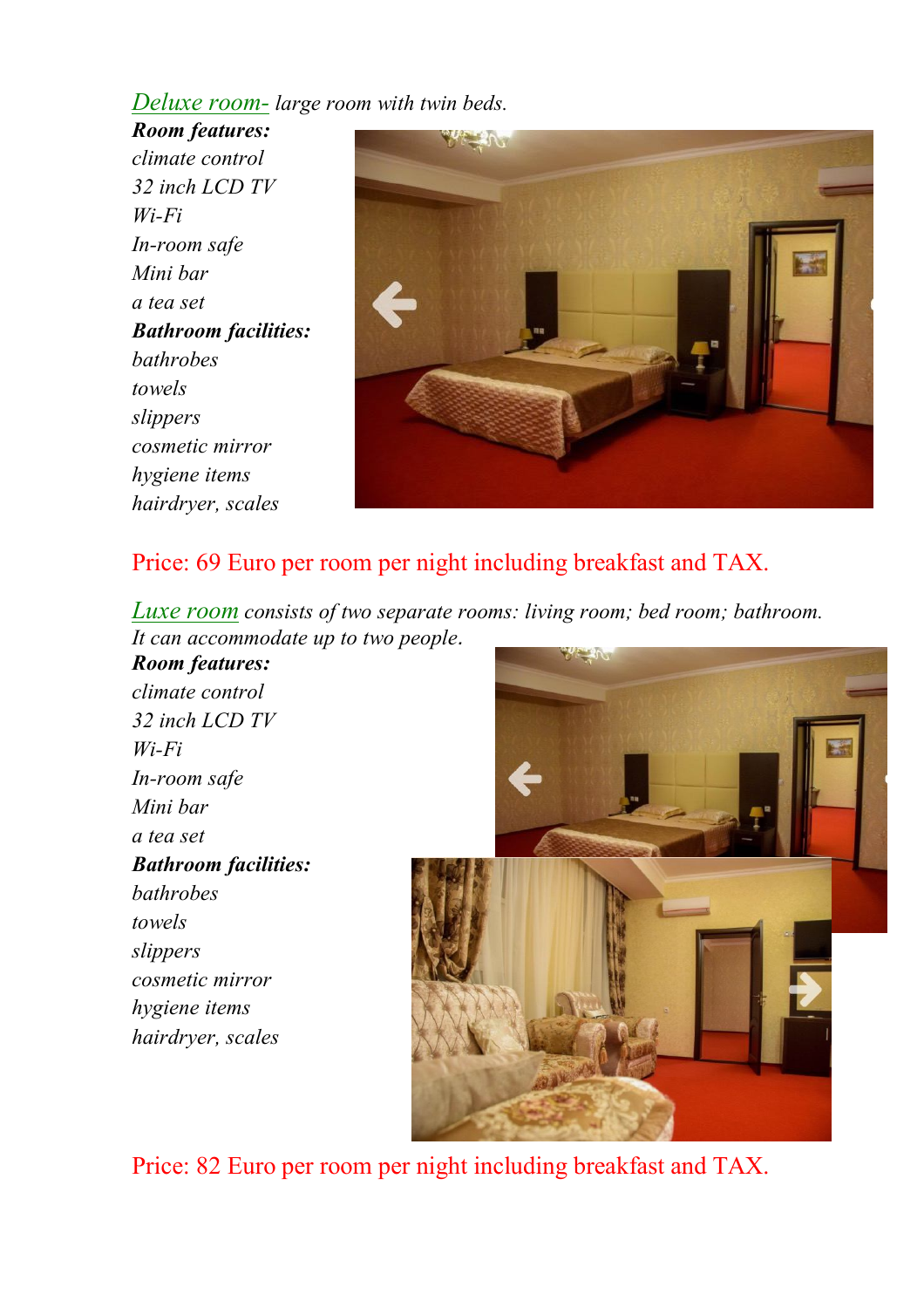*Deluxe room- large room with twin beds.*

***Room features:***

*climate control*
*32 inch LCD TV*
*Wi-Fi*
*In-room safe*
*Mini bar*
*a tea set*

***Bathroom facilities:***

*bathrobes*
*towels*
*slippers*
*cosmetic mirror*
*hygiene items*
*hairdryer, scales*

Price: 69 Euro per room per night including breakfast and TAX.

*Luxe room consists of two separate rooms: living room; bed room; bathroom. It can accommodate up to two people.*

***Room features:***

*climate control*
*32 inch LCD TV*
*Wi-Fi*
*In-room safe*
*Mini bar*
*a tea set*

***Bathroom facilities:***

*bathrobes*
*towels*
*slippers*
*cosmetic mirror*
*hygiene items*
*hairdryer, scales*

Price: 82 Euro per room per night including breakfast and TAX.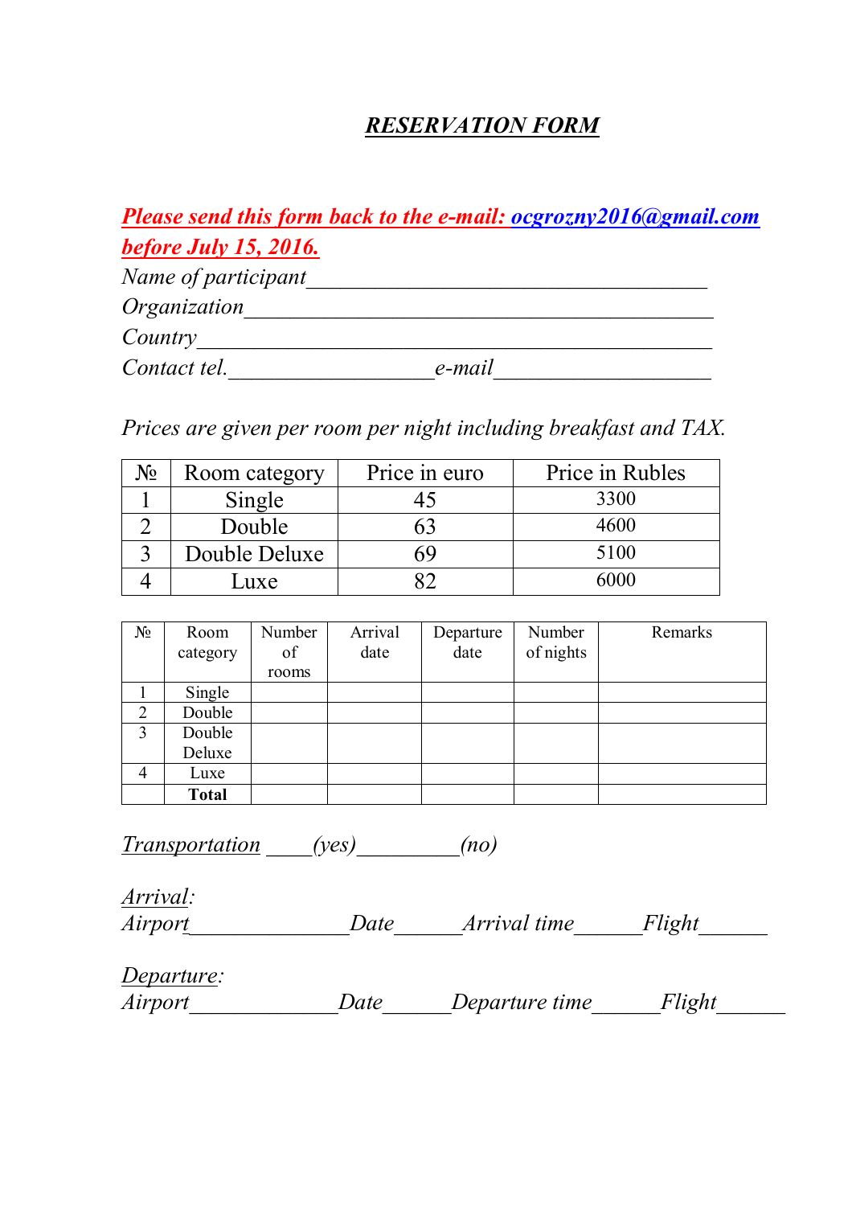# ***RESERVATION FORM***

***Please send this form back to the e-mail: ocgrozny2016@gmail.com before July 15, 2016.***

*Name of participant*_________________________________

*Organization*_________________________________________

*Country*_____________________________________________

*Contact tel.*__________________*e-mail*___________________

*Prices are given per room per night including breakfast and TAX.*

| № | Room category | Price in euro | Price in Rubles |
|---|---|---|---|
| 1 | Single | 45 | 3300 |
| 2 | Double | 63 | 4600 |
| 3 | Double Deluxe | 69 | 5100 |
| 4 | Luxe | 82 | 6000 |

| № | Room category | Number of rooms | Arrival date | Departure date | Number of nights | Remarks |
|---|---|---|---|---|---|---|
| 1 | Single | | | | | |
| 2 | Double | | | | | |
| 3 | Double Deluxe | | | | | |
| 4 | Luxe | | | | | |
| | **Total** | | | | | |

*Transportation* ____*(yes)*_________*(no)*

*Arrival*:

*Airport*______________*Date*______*Arrival time*______*Flight*______

*Departure*:

*Airport*_____________*Date*______*Departure time*______*Flight*______